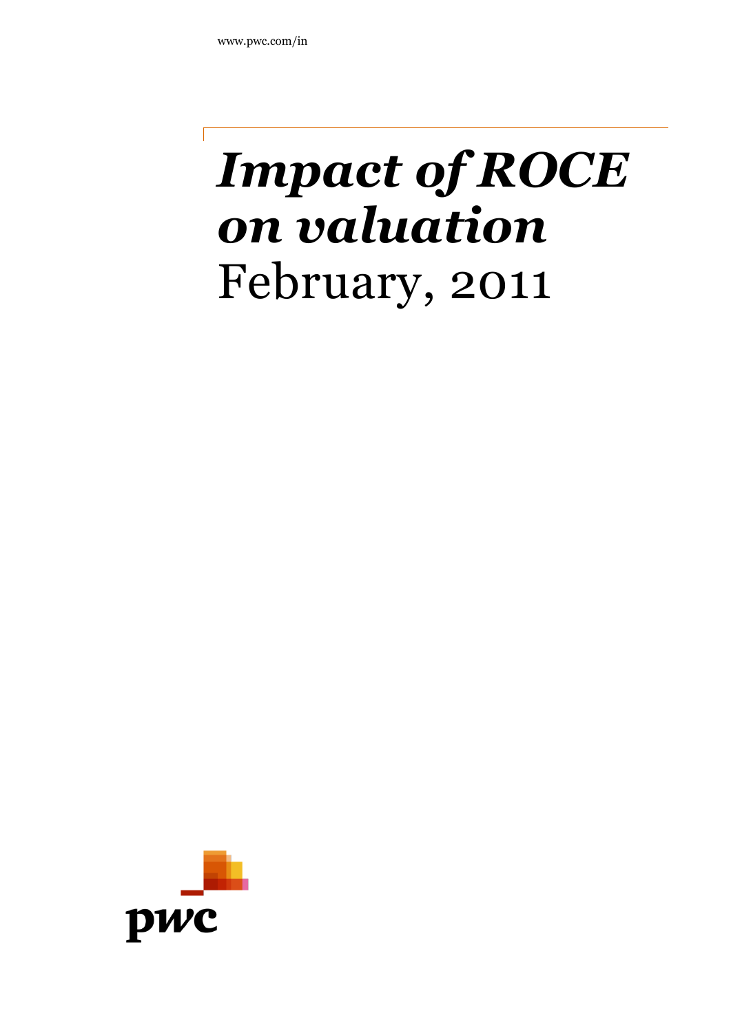www.pwc.com/in

# *Impact of ROCE on valuation*

February, 2011

pwc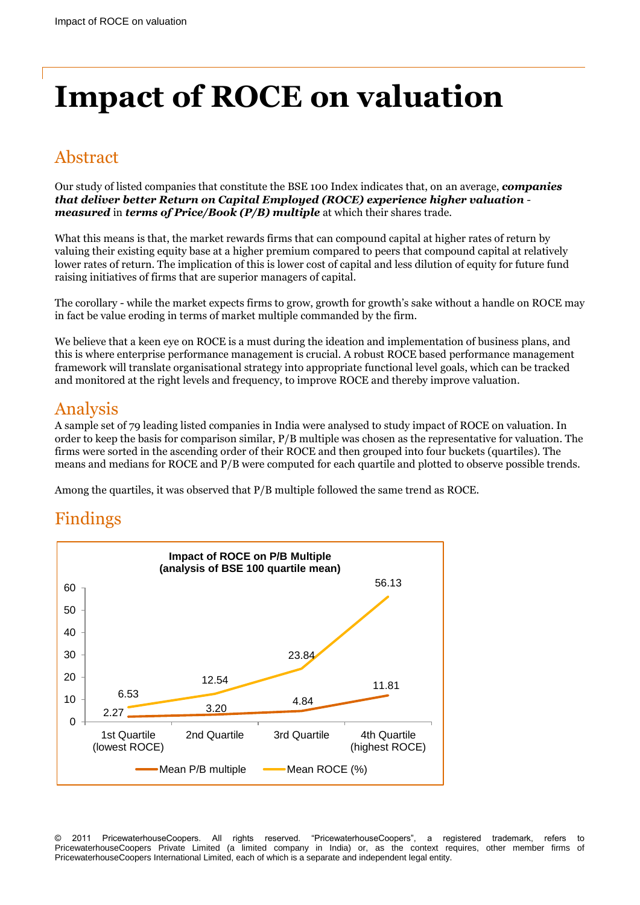# Impact of ROCE on valuation

## Abstract

Our study of listed companies that constitute the BSE 100 Index indicates that, on an average, ***companies that deliver better Return on Capital Employed (ROCE) experience higher valuation - measured*** in ***terms of Price/Book (P/B) multiple*** at which their shares trade.

What this means is that, the market rewards firms that can compound capital at higher rates of return by valuing their existing equity base at a higher premium compared to peers that compound capital at relatively lower rates of return. The implication of this is lower cost of capital and less dilution of equity for future fund raising initiatives of firms that are superior managers of capital.

The corollary - while the market expects firms to grow, growth for growth's sake without a handle on ROCE may in fact be value eroding in terms of market multiple commanded by the firm.

We believe that a keen eye on ROCE is a must during the ideation and implementation of business plans, and this is where enterprise performance management is crucial. A robust ROCE based performance management framework will translate organisational strategy into appropriate functional level goals, which can be tracked and monitored at the right levels and frequency, to improve ROCE and thereby improve valuation.

## Analysis

A sample set of 79 leading listed companies in India were analysed to study impact of ROCE on valuation. In order to keep the basis for comparison similar, P/B multiple was chosen as the representative for valuation. The firms were sorted in the ascending order of their ROCE and then grouped into four buckets (quartiles). The means and medians for ROCE and P/B were computed for each quartile and plotted to observe possible trends.

Among the quartiles, it was observed that P/B multiple followed the same trend as ROCE.

## Findings

**Impact of ROCE on P/B Multiple (analysis of BSE 100 quartile mean)**

| | 1st Quartile (lowest ROCE) | 2nd Quartile | 3rd Quartile | 4th Quartile (highest ROCE) |
|---|---|---|---|---|
| Mean P/B multiple | 2.27 | 3.20 | 4.84 | 11.81 |
| Mean ROCE (%) | 6.53 | 12.54 | 23.84 | 56.13 |

© 2011 PricewaterhouseCoopers. All rights reserved. "PricewaterhouseCoopers", a registered trademark, refers to PricewaterhouseCoopers Private Limited (a limited company in India) or, as the context requires, other member firms of PricewaterhouseCoopers International Limited, each of which is a separate and independent legal entity.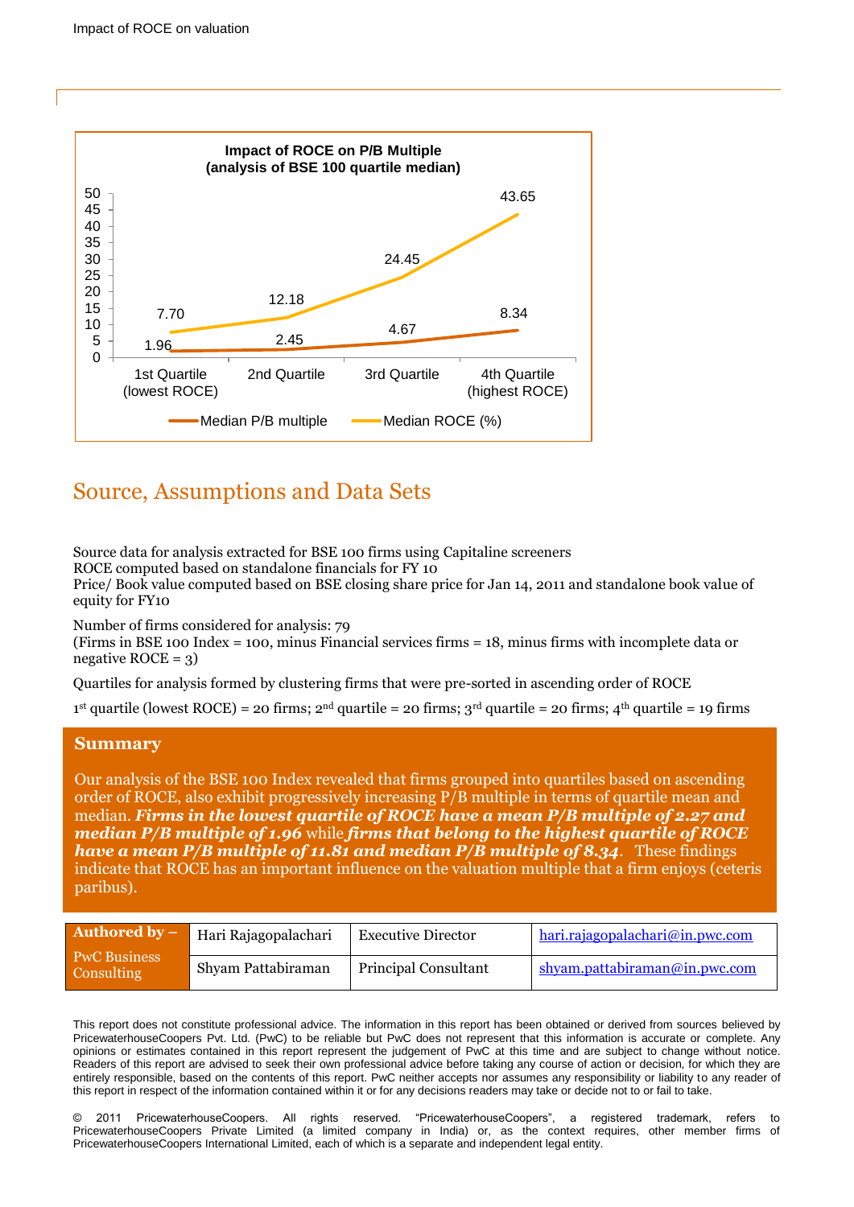Impact of ROCE on P/B Multiple
(analysis of BSE 100 quartile median)

50
45
40
35
30
25
20
15
10
5
0

1.96
7.70
2.45
12.18
4.67
24.45
8.34
43.65

1st Quartile (lowest ROCE)
2nd Quartile
3rd Quartile
4th Quartile (highest ROCE)

Median P/B multiple
Median ROCE (%)

## Source, Assumptions and Data Sets

Source data for analysis extracted for BSE 100 firms using Capitaline screeners
ROCE computed based on standalone financials for FY 10
Price/ Book value computed based on BSE closing share price for Jan 14, 2011 and standalone book value of equity for FY10

Number of firms considered for analysis: 79
(Firms in BSE 100 Index = 100, minus Financial services firms = 18, minus firms with incomplete data or negative ROCE = 3)

Quartiles for analysis formed by clustering firms that were pre-sorted in ascending order of ROCE

1st quartile (lowest ROCE) = 20 firms; 2nd quartile = 20 firms; 3rd quartile = 20 firms; 4th quartile = 19 firms

### Summary

Our analysis of the BSE 100 Index revealed that firms grouped into quartiles based on ascending order of ROCE, also exhibit progressively increasing P/B multiple in terms of quartile mean and median. ***Firms in the lowest quartile of ROCE have a mean P/B multiple of 2.27 and median P/B multiple of 1.96*** while ***firms that belong to the highest quartile of ROCE have a mean P/B multiple of 11.81 and median P/B multiple of 8.34***. These findings indicate that ROCE has an important influence on the valuation multiple that a firm enjoys (ceteris paribus).

| | | | |
|---|---|---|---|
| **Authored by –** PwC Business Consulting | Hari Rajagopalachari | Executive Director | hari.rajagopalachari@in.pwc.com |
| | Shyam Pattabiraman | Principal Consultant | shyam.pattabiraman@in.pwc.com |

This report does not constitute professional advice. The information in this report has been obtained or derived from sources believed by PricewaterhouseCoopers Pvt. Ltd. (PwC) to be reliable but PwC does not represent that this information is accurate or complete. Any opinions or estimates contained in this report represent the judgement of PwC at this time and are subject to change without notice. Readers of this report are advised to seek their own professional advice before taking any course of action or decision, for which they are entirely responsible, based on the contents of this report. PwC neither accepts nor assumes any responsibility or liability to any reader of this report in respect of the information contained within it or for any decisions readers may take or decide not to or fail to take.

© 2011 PricewaterhouseCoopers. All rights reserved. "PricewaterhouseCoopers", a registered trademark, refers to PricewaterhouseCoopers Private Limited (a limited company in India) or, as the context requires, other member firms of PricewaterhouseCoopers International Limited, each of which is a separate and independent legal entity.